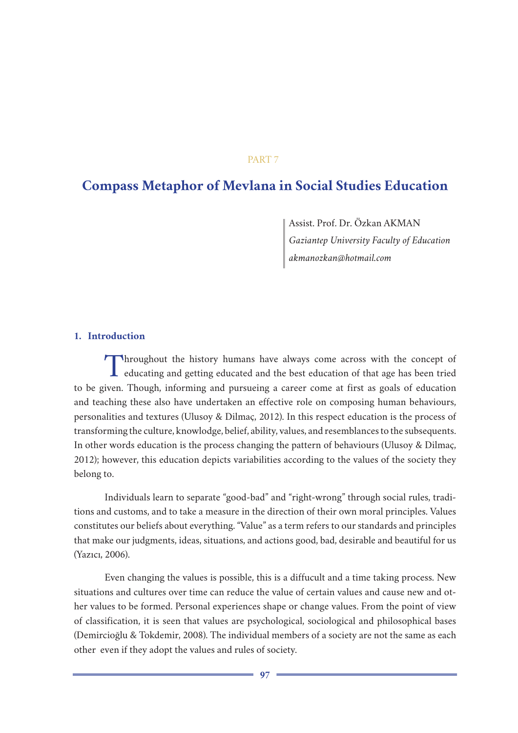PART 7

# Compass Metaphor of Mevlana in Social Studies Education

Assist. Prof. Dr. Özkan AKMAN
*Gaziantep University Faculty of Education*
*akmanozkan@hotmail.com*

## 1. Introduction

Throughout the history humans have always come across with the concept of educating and getting educated and the best education of that age has been tried to be given. Though, informing and pursueing a career come at first as goals of education and teaching these also have undertaken an effective role on composing human behaviours, personalities and textures (Ulusoy & Dilmaç, 2012). In this respect education is the process of transforming the culture, knowledge, belief, ability, values, and resemblances to the subsequents. In other words education is the process changing the pattern of behaviours (Ulusoy & Dilmaç, 2012); however, this education depicts variabilities according to the values of the society they belong to.

Individuals learn to separate "good-bad" and "right-wrong" through social rules, traditions and customs, and to take a measure in the direction of their own moral principles. Values constitutes our beliefs about everything. "Value" as a term refers to our standards and principles that make our judgments, ideas, situations, and actions good, bad, desirable and beautiful for us (Yazıcı, 2006).

Even changing the values is possible, this is a diffucult and a time taking process. New situations and cultures over time can reduce the value of certain values and cause new and other values to be formed. Personal experiences shape or change values. From the point of view of classification, it is seen that values are psychological, sociological and philosophical bases (Demircioğlu & Tokdemir, 2008). The individual members of a society are not the same as each other even if they adopt the values and rules of society.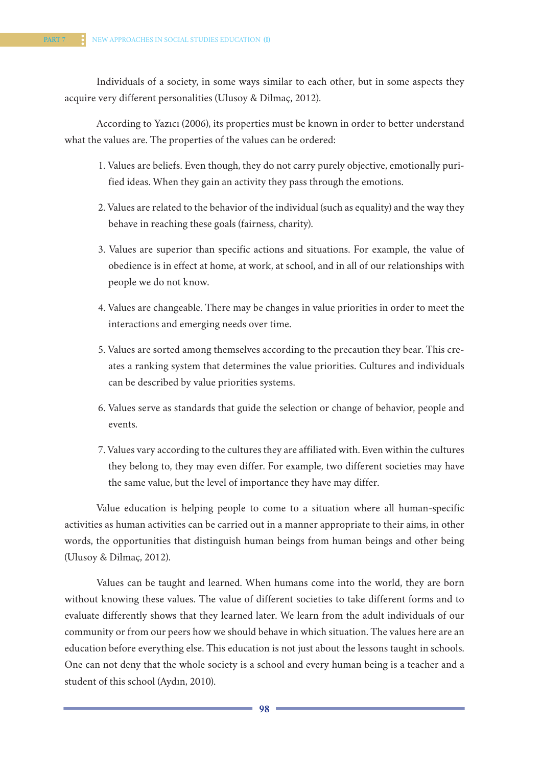Individuals of a society, in some ways similar to each other, but in some aspects they acquire very different personalities (Ulusoy & Dilmaç, 2012).

According to Yazıcı (2006), its properties must be known in order to better understand what the values are. The properties of the values can be ordered:

1. Values are beliefs. Even though, they do not carry purely objective, emotionally purified ideas. When they gain an activity they pass through the emotions.
2. Values are related to the behavior of the individual (such as equality) and the way they behave in reaching these goals (fairness, charity).
3. Values are superior than specific actions and situations. For example, the value of obedience is in effect at home, at work, at school, and in all of our relationships with people we do not know.
4. Values are changeable. There may be changes in value priorities in order to meet the interactions and emerging needs over time.
5. Values are sorted among themselves according to the precaution they bear. This creates a ranking system that determines the value priorities. Cultures and individuals can be described by value priorities systems.
6. Values serve as standards that guide the selection or change of behavior, people and events.
7. Values vary according to the cultures they are affiliated with. Even within the cultures they belong to, they may even differ. For example, two different societies may have the same value, but the level of importance they have may differ.

Value education is helping people to come to a situation where all human-specific activities as human activities can be carried out in a manner appropriate to their aims, in other words, the opportunities that distinguish human beings from human beings and other being (Ulusoy & Dilmaç, 2012).

Values can be taught and learned. When humans come into the world, they are born without knowing these values. The value of different societies to take different forms and to evaluate differently shows that they learned later. We learn from the adult individuals of our community or from our peers how we should behave in which situation. The values here are an education before everything else. This education is not just about the lessons taught in schools. One can not deny that the whole society is a school and every human being is a teacher and a student of this school (Aydın, 2010).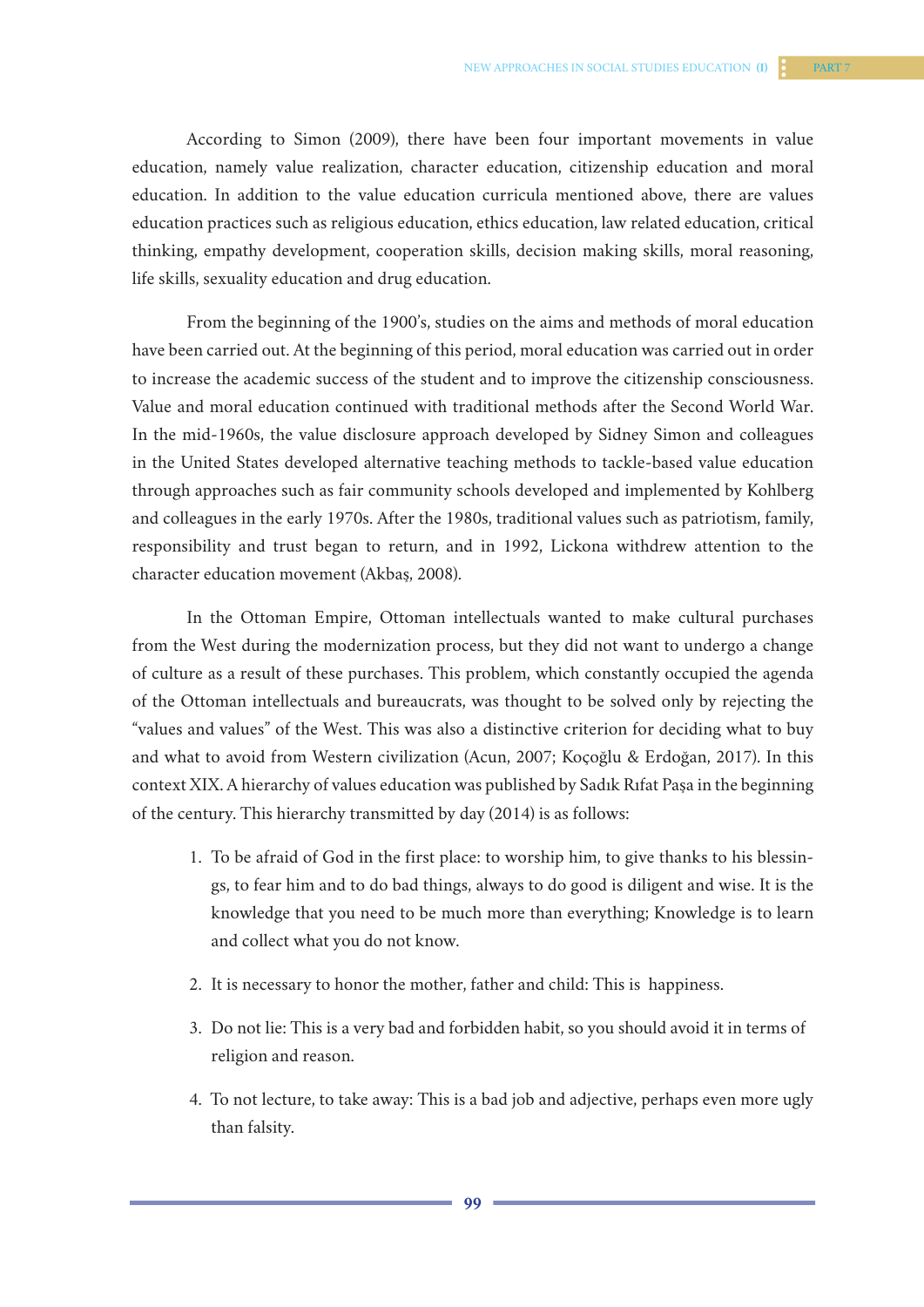According to Simon (2009), there have been four important movements in value education, namely value realization, character education, citizenship education and moral education. In addition to the value education curricula mentioned above, there are values education practices such as religious education, ethics education, law related education, critical thinking, empathy development, cooperation skills, decision making skills, moral reasoning, life skills, sexuality education and drug education.

From the beginning of the 1900's, studies on the aims and methods of moral education have been carried out. At the beginning of this period, moral education was carried out in order to increase the academic success of the student and to improve the citizenship consciousness. Value and moral education continued with traditional methods after the Second World War. In the mid-1960s, the value disclosure approach developed by Sidney Simon and colleagues in the United States developed alternative teaching methods to tackle-based value education through approaches such as fair community schools developed and implemented by Kohlberg and colleagues in the early 1970s. After the 1980s, traditional values such as patriotism, family, responsibility and trust began to return, and in 1992, Lickona withdrew attention to the character education movement (Akbaş, 2008).

In the Ottoman Empire, Ottoman intellectuals wanted to make cultural purchases from the West during the modernization process, but they did not want to undergo a change of culture as a result of these purchases. This problem, which constantly occupied the agenda of the Ottoman intellectuals and bureaucrats, was thought to be solved only by rejecting the "values and values" of the West. This was also a distinctive criterion for deciding what to buy and what to avoid from Western civilization (Acun, 2007; Koçoğlu & Erdoğan, 2017). In this context XIX. A hierarchy of values education was published by Sadık Rıfat Paşa in the beginning of the century. This hierarchy transmitted by day (2014) is as follows:

1. To be afraid of God in the first place: to worship him, to give thanks to his blessings, to fear him and to do bad things, always to do good is diligent and wise. It is the knowledge that you need to be much more than everything; Knowledge is to learn and collect what you do not know.
2. It is necessary to honor the mother, father and child: This is happiness.
3. Do not lie: This is a very bad and forbidden habit, so you should avoid it in terms of religion and reason.
4. To not lecture, to take away: This is a bad job and adjective, perhaps even more ugly than falsity.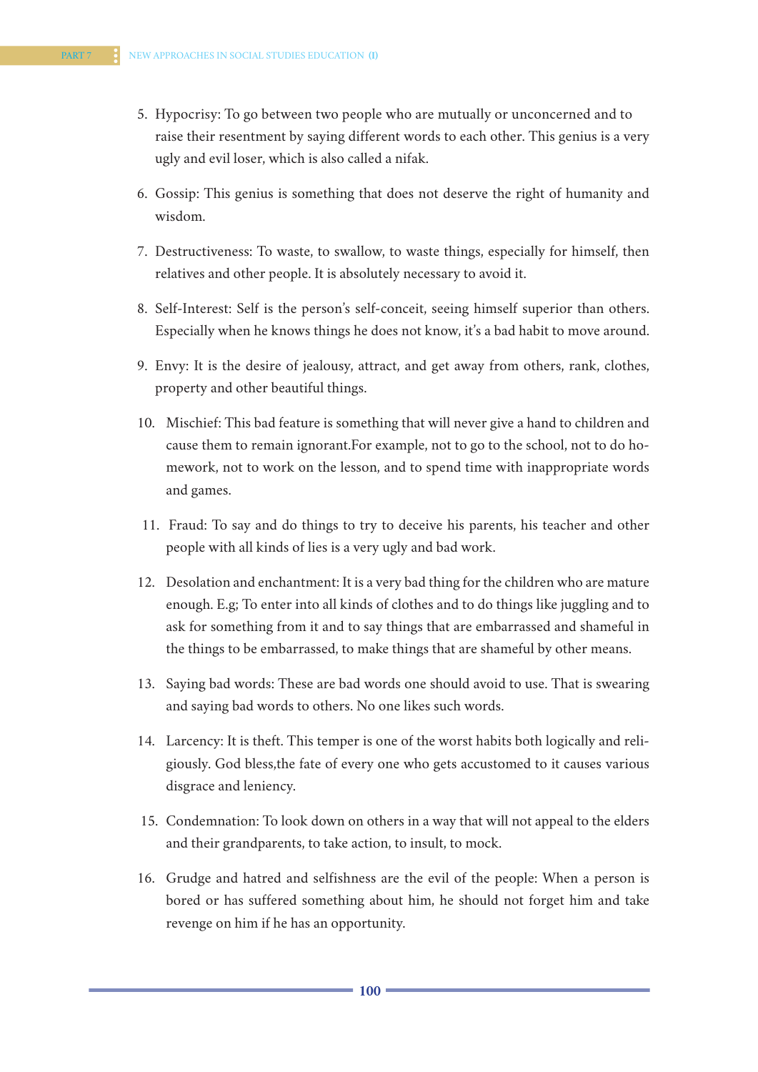5. Hypocrisy: To go between two people who are mutually or unconcerned and to raise their resentment by saying different words to each other. This genius is a very ugly and evil loser, which is also called a nifak.
6. Gossip: This genius is something that does not deserve the right of humanity and wisdom.
7. Destructiveness: To waste, to swallow, to waste things, especially for himself, then relatives and other people. It is absolutely necessary to avoid it.
8. Self-Interest: Self is the person's self-conceit, seeing himself superior than others. Especially when he knows things he does not know, it's a bad habit to move around.
9. Envy: It is the desire of jealousy, attract, and get away from others, rank, clothes, property and other beautiful things.
10. Mischief: This bad feature is something that will never give a hand to children and cause them to remain ignorant.For example, not to go to the school, not to do homework, not to work on the lesson, and to spend time with inappropriate words and games.
11. Fraud: To say and do things to try to deceive his parents, his teacher and other people with all kinds of lies is a very ugly and bad work.
12. Desolation and enchantment: It is a very bad thing for the children who are mature enough. E.g; To enter into all kinds of clothes and to do things like juggling and to ask for something from it and to say things that are embarrassed and shameful in the things to be embarrassed, to make things that are shameful by other means.
13. Saying bad words: These are bad words one should avoid to use. That is swearing and saying bad words to others. No one likes such words.
14. Larcency: It is theft. This temper is one of the worst habits both logically and religiously. God bless,the fate of every one who gets accustomed to it causes various disgrace and leniency.
15. Condemnation: To look down on others in a way that will not appeal to the elders and their grandparents, to take action, to insult, to mock.
16. Grudge and hatred and selfishness are the evil of the people: When a person is bored or has suffered something about him, he should not forget him and take revenge on him if he has an opportunity.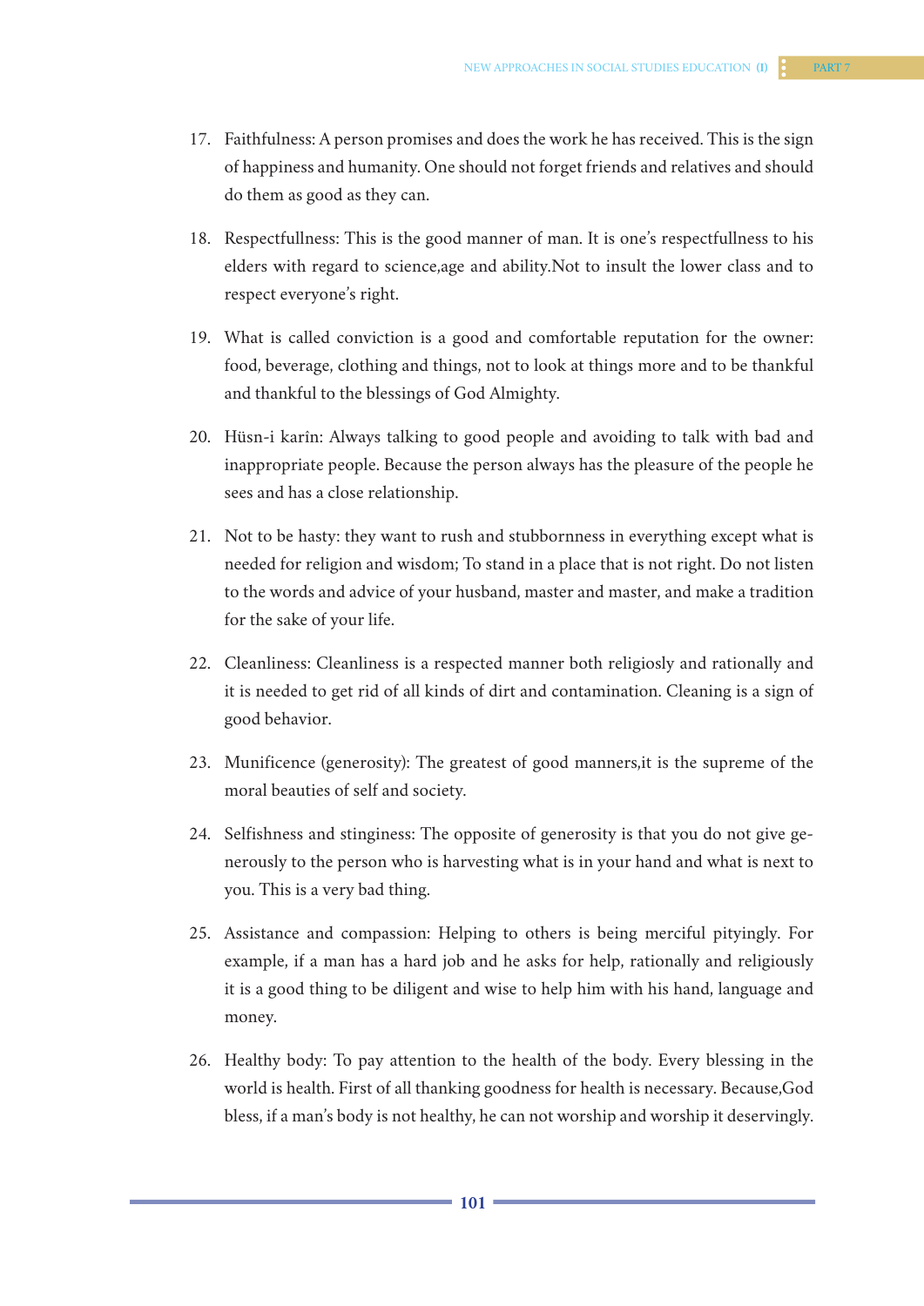17. Faithfulness: A person promises and does the work he has received. This is the sign of happiness and humanity. One should not forget friends and relatives and should do them as good as they can.

18. Respectfullness: This is the good manner of man. It is one's respectfullness to his elders with regard to science,age and ability.Not to insult the lower class and to respect everyone's right.

19. What is called conviction is a good and comfortable reputation for the owner: food, beverage, clothing and things, not to look at things more and to be thankful and thankful to the blessings of God Almighty.

20. Hüsn-i karîn: Always talking to good people and avoiding to talk with bad and inappropriate people. Because the person always has the pleasure of the people he sees and has a close relationship.

21. Not to be hasty: they want to rush and stubbornness in everything except what is needed for religion and wisdom; To stand in a place that is not right. Do not listen to the words and advice of your husband, master and master, and make a tradition for the sake of your life.

22. Cleanliness: Cleanliness is a respected manner both religiosly and rationally and it is needed to get rid of all kinds of dirt and contamination. Cleaning is a sign of good behavior.

23. Munificence (generosity): The greatest of good manners,it is the supreme of the moral beauties of self and society.

24. Selfishness and stinginess: The opposite of generosity is that you do not give generously to the person who is harvesting what is in your hand and what is next to you. This is a very bad thing.

25. Assistance and compassion: Helping to others is being merciful pityingly. For example, if a man has a hard job and he asks for help, rationally and religiously it is a good thing to be diligent and wise to help him with his hand, language and money.

26. Healthy body: To pay attention to the health of the body. Every blessing in the world is health. First of all thanking goodness for health is necessary. Because,God bless, if a man's body is not healthy, he can not worship and worship it deservingly.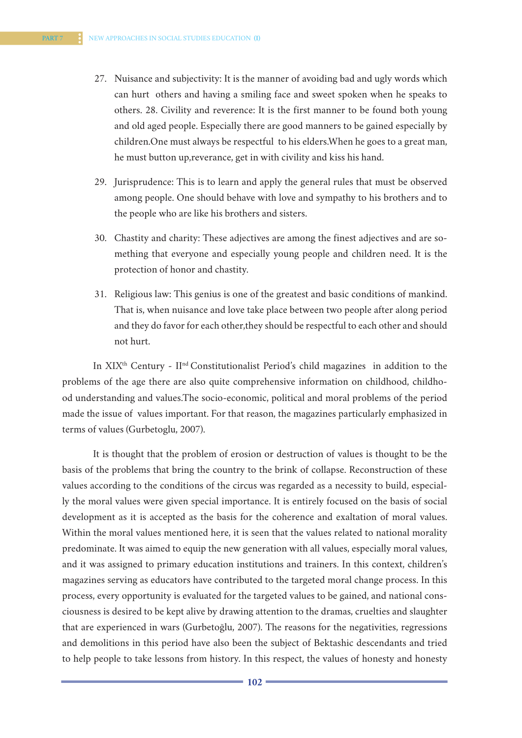27. Nuisance and subjectivity: It is the manner of avoiding bad and ugly words which can hurt others and having a smiling face and sweet spoken when he speaks to others. 28. Civility and reverence: It is the first manner to be found both young and old aged people. Especially there are good manners to be gained especially by children.One must always be respectful to his elders.When he goes to a great man, he must button up,reverance, get in with civility and kiss his hand.

29. Jurisprudence: This is to learn and apply the general rules that must be observed among people. One should behave with love and sympathy to his brothers and to the people who are like his brothers and sisters.

30. Chastity and charity: These adjectives are among the finest adjectives and are something that everyone and especially young people and children need. It is the protection of honor and chastity.

31. Religious law: This genius is one of the greatest and basic conditions of mankind. That is, when nuisance and love take place between two people after along period and they do favor for each other,they should be respectful to each other and should not hurt.

In XIX^th^ Century - II^nd^ Constitutionalist Period's child magazines in addition to the problems of the age there are also quite comprehensive information on childhood, childhood understanding and values.The socio-economic, political and moral problems of the period made the issue of values important. For that reason, the magazines particularly emphasized in terms of values (Gurbetoglu, 2007).

It is thought that the problem of erosion or destruction of values is thought to be the basis of the problems that bring the country to the brink of collapse. Reconstruction of these values according to the conditions of the circus was regarded as a necessity to build, especially the moral values were given special importance. It is entirely focused on the basis of social development as it is accepted as the basis for the coherence and exaltation of moral values. Within the moral values mentioned here, it is seen that the values related to national morality predominate. It was aimed to equip the new generation with all values, especially moral values, and it was assigned to primary education institutions and trainers. In this context, children's magazines serving as educators have contributed to the targeted moral change process. In this process, every opportunity is evaluated for the targeted values to be gained, and national consciousness is desired to be kept alive by drawing attention to the dramas, cruelties and slaughter that are experienced in wars (Gurbetoğlu, 2007). The reasons for the negativities, regressions and demolitions in this period have also been the subject of Bektashic descendants and tried to help people to take lessons from history. In this respect, the values of honesty and honesty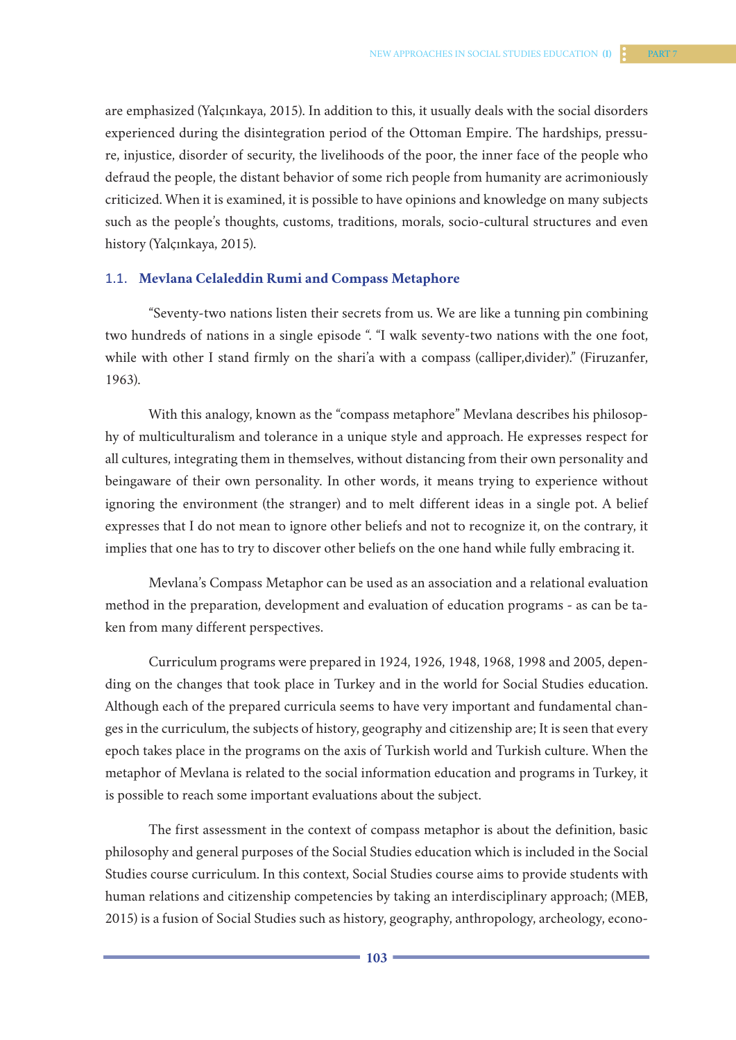are emphasized (Yalçınkaya, 2015). In addition to this, it usually deals with the social disorders experienced during the disintegration period of the Ottoman Empire. The hardships, pressure, injustice, disorder of security, the livelihoods of the poor, the inner face of the people who defraud the people, the distant behavior of some rich people from humanity are acrimoniously criticized. When it is examined, it is possible to have opinions and knowledge on many subjects such as the people's thoughts, customs, traditions, morals, socio-cultural structures and even history (Yalçınkaya, 2015).

### 1.1. Mevlana Celaleddin Rumi and Compass Metaphore

"Seventy-two nations listen their secrets from us. We are like a tunning pin combining two hundreds of nations in a single episode ". "I walk seventy-two nations with the one foot, while with other I stand firmly on the shari'a with a compass (calliper,divider)." (Firuzanfer, 1963).

With this analogy, known as the "compass metaphore" Mevlana describes his philosophy of multiculturalism and tolerance in a unique style and approach. He expresses respect for all cultures, integrating them in themselves, without distancing from their own personality and beingaware of their own personality. In other words, it means trying to experience without ignoring the environment (the stranger) and to melt different ideas in a single pot. A belief expresses that I do not mean to ignore other beliefs and not to recognize it, on the contrary, it implies that one has to try to discover other beliefs on the one hand while fully embracing it.

Mevlana's Compass Metaphor can be used as an association and a relational evaluation method in the preparation, development and evaluation of education programs - as can be taken from many different perspectives.

Curriculum programs were prepared in 1924, 1926, 1948, 1968, 1998 and 2005, depending on the changes that took place in Turkey and in the world for Social Studies education. Although each of the prepared curricula seems to have very important and fundamental changes in the curriculum, the subjects of history, geography and citizenship are; It is seen that every epoch takes place in the programs on the axis of Turkish world and Turkish culture. When the metaphor of Mevlana is related to the social information education and programs in Turkey, it is possible to reach some important evaluations about the subject.

The first assessment in the context of compass metaphor is about the definition, basic philosophy and general purposes of the Social Studies education which is included in the Social Studies course curriculum. In this context, Social Studies course aims to provide students with human relations and citizenship competencies by taking an interdisciplinary approach; (MEB, 2015) is a fusion of Social Studies such as history, geography, anthropology, archeology, econo-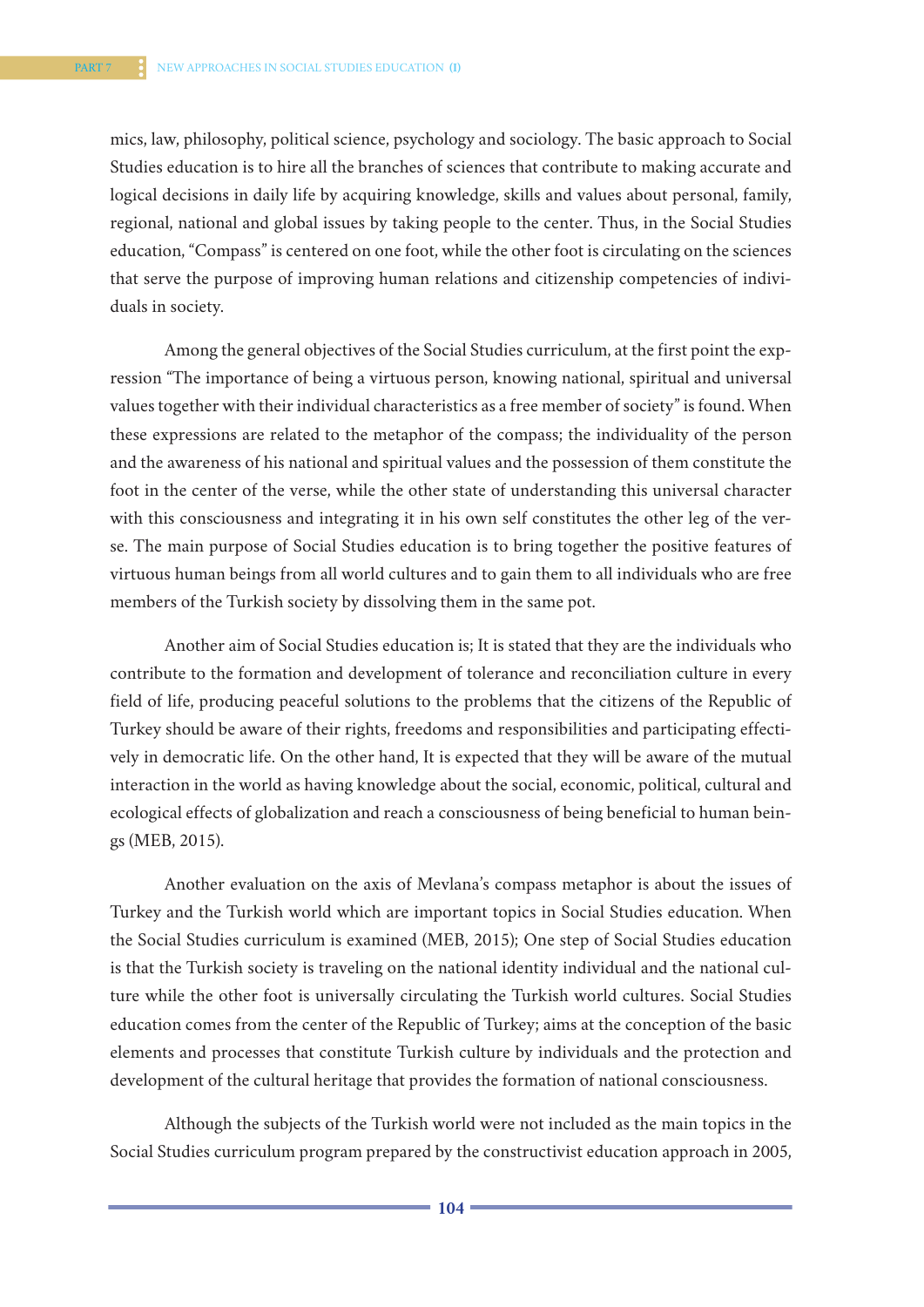mics, law, philosophy, political science, psychology and sociology. The basic approach to Social Studies education is to hire all the branches of sciences that contribute to making accurate and logical decisions in daily life by acquiring knowledge, skills and values about personal, family, regional, national and global issues by taking people to the center. Thus, in the Social Studies education, "Compass" is centered on one foot, while the other foot is circulating on the sciences that serve the purpose of improving human relations and citizenship competencies of individuals in society.

Among the general objectives of the Social Studies curriculum, at the first point the expression "The importance of being a virtuous person, knowing national, spiritual and universal values together with their individual characteristics as a free member of society" is found. When these expressions are related to the metaphor of the compass; the individuality of the person and the awareness of his national and spiritual values and the possession of them constitute the foot in the center of the verse, while the other state of understanding this universal character with this consciousness and integrating it in his own self constitutes the other leg of the verse. The main purpose of Social Studies education is to bring together the positive features of virtuous human beings from all world cultures and to gain them to all individuals who are free members of the Turkish society by dissolving them in the same pot.

Another aim of Social Studies education is; It is stated that they are the individuals who contribute to the formation and development of tolerance and reconciliation culture in every field of life, producing peaceful solutions to the problems that the citizens of the Republic of Turkey should be aware of their rights, freedoms and responsibilities and participating effectively in democratic life. On the other hand, It is expected that they will be aware of the mutual interaction in the world as having knowledge about the social, economic, political, cultural and ecological effects of globalization and reach a consciousness of being beneficial to human beings (MEB, 2015).

Another evaluation on the axis of Mevlana's compass metaphor is about the issues of Turkey and the Turkish world which are important topics in Social Studies education. When the Social Studies curriculum is examined (MEB, 2015); One step of Social Studies education is that the Turkish society is traveling on the national identity individual and the national culture while the other foot is universally circulating the Turkish world cultures. Social Studies education comes from the center of the Republic of Turkey; aims at the conception of the basic elements and processes that constitute Turkish culture by individuals and the protection and development of the cultural heritage that provides the formation of national consciousness.

Although the subjects of the Turkish world were not included as the main topics in the Social Studies curriculum program prepared by the constructivist education approach in 2005,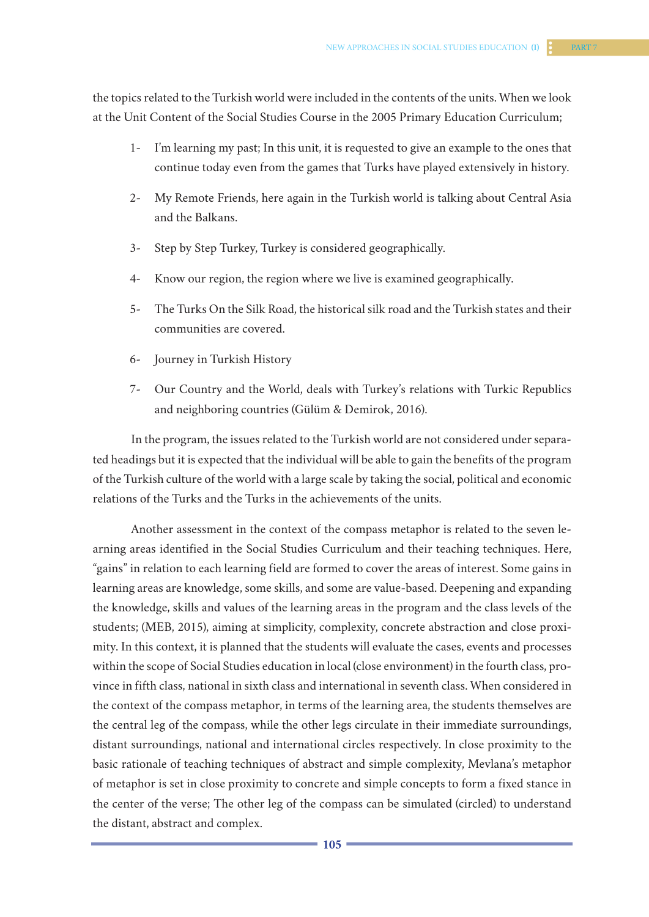the topics related to the Turkish world were included in the contents of the units. When we look at the Unit Content of the Social Studies Course in the 2005 Primary Education Curriculum;

1- I'm learning my past; In this unit, it is requested to give an example to the ones that continue today even from the games that Turks have played extensively in history.

2- My Remote Friends, here again in the Turkish world is talking about Central Asia and the Balkans.

3- Step by Step Turkey, Turkey is considered geographically.

4- Know our region, the region where we live is examined geographically.

5- The Turks On the Silk Road, the historical silk road and the Turkish states and their communities are covered.

6- Journey in Turkish History

7- Our Country and the World, deals with Turkey's relations with Turkic Republics and neighboring countries (Gülüm & Demirok, 2016).

In the program, the issues related to the Turkish world are not considered under separated headings but it is expected that the individual will be able to gain the benefits of the program of the Turkish culture of the world with a large scale by taking the social, political and economic relations of the Turks and the Turks in the achievements of the units.

Another assessment in the context of the compass metaphor is related to the seven learning areas identified in the Social Studies Curriculum and their teaching techniques. Here, "gains" in relation to each learning field are formed to cover the areas of interest. Some gains in learning areas are knowledge, some skills, and some are value-based. Deepening and expanding the knowledge, skills and values of the learning areas in the program and the class levels of the students; (MEB, 2015), aiming at simplicity, complexity, concrete abstraction and close proximity. In this context, it is planned that the students will evaluate the cases, events and processes within the scope of Social Studies education in local (close environment) in the fourth class, province in fifth class, national in sixth class and international in seventh class. When considered in the context of the compass metaphor, in terms of the learning area, the students themselves are the central leg of the compass, while the other legs circulate in their immediate surroundings, distant surroundings, national and international circles respectively. In close proximity to the basic rationale of teaching techniques of abstract and simple complexity, Mevlana's metaphor of metaphor is set in close proximity to concrete and simple concepts to form a fixed stance in the center of the verse; The other leg of the compass can be simulated (circled) to understand the distant, abstract and complex.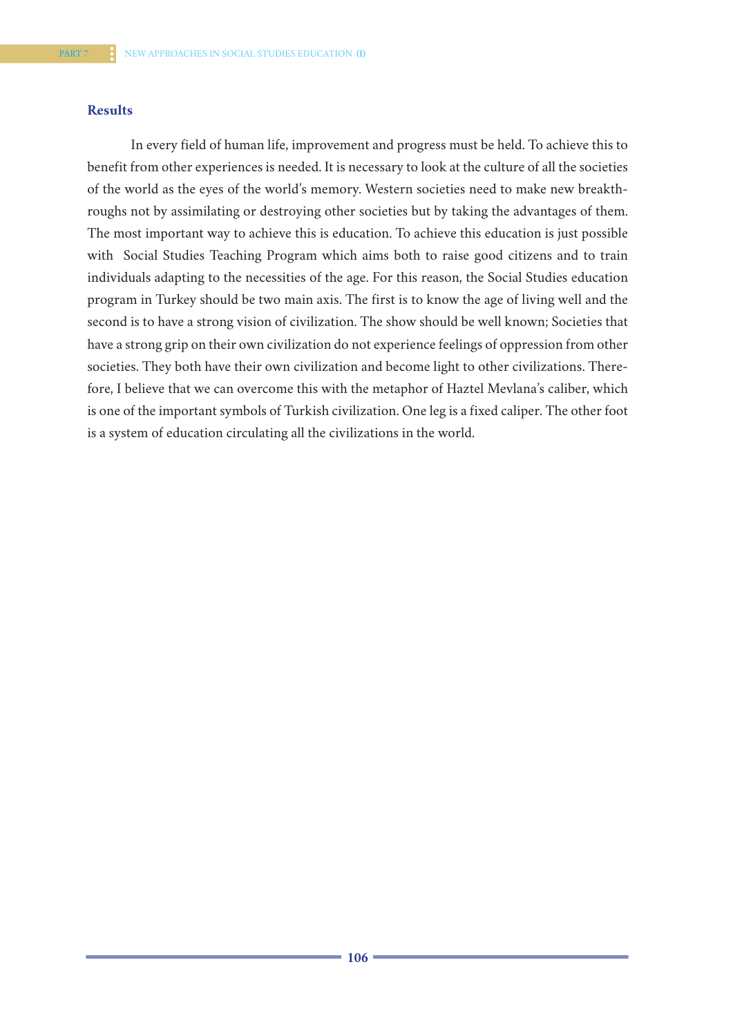## Results

In every field of human life, improvement and progress must be held. To achieve this to benefit from other experiences is needed. It is necessary to look at the culture of all the societies of the world as the eyes of the world's memory. Western societies need to make new breakthroughs not by assimilating or destroying other societies but by taking the advantages of them. The most important way to achieve this is education. To achieve this education is just possible with Social Studies Teaching Program which aims both to raise good citizens and to train individuals adapting to the necessities of the age. For this reason, the Social Studies education program in Turkey should be two main axis. The first is to know the age of living well and the second is to have a strong vision of civilization. The show should be well known; Societies that have a strong grip on their own civilization do not experience feelings of oppression from other societies. They both have their own civilization and become light to other civilizations. Therefore, I believe that we can overcome this with the metaphor of Haztel Mevlana's caliber, which is one of the important symbols of Turkish civilization. One leg is a fixed caliper. The other foot is a system of education circulating all the civilizations in the world.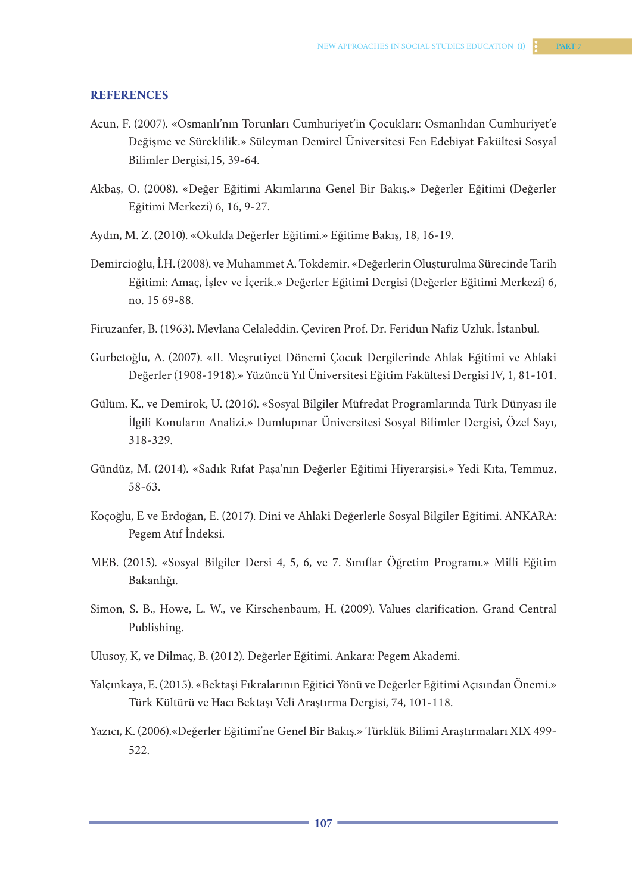## REFERENCES

Acun, F. (2007). «Osmanlı'nın Torunları Cumhuriyet'in Çocukları: Osmanlıdan Cumhuriyet'e Değişme ve Süreklilik.» Süleyman Demirel Üniversitesi Fen Edebiyat Fakültesi Sosyal Bilimler Dergisi,15, 39-64.

Akbaş, O. (2008). «Değer Eğitimi Akımlarına Genel Bir Bakış.» Değerler Eğitimi (Değerler Eğitimi Merkezi) 6, 16, 9-27.

Aydın, M. Z. (2010). «Okulda Değerler Eğitimi.» Eğitime Bakış, 18, 16-19.

Demircioğlu, İ.H. (2008). ve Muhammet A. Tokdemir. «Değerlerin Oluşturulma Sürecinde Tarih Eğitimi: Amaç, İşlev ve İçerik.» Değerler Eğitimi Dergisi (Değerler Eğitimi Merkezi) 6, no. 15 69-88.

Firuzanfer, B. (1963). Mevlana Celaleddin. Çeviren Prof. Dr. Feridun Nafiz Uzluk. İstanbul.

Gurbetoğlu, A. (2007). «II. Meşrutiyet Dönemi Çocuk Dergilerinde Ahlak Eğitimi ve Ahlaki Değerler (1908-1918).» Yüzüncü Yıl Üniversitesi Eğitim Fakültesi Dergisi IV, 1, 81-101.

Gülüm, K., ve Demirok, U. (2016). «Sosyal Bilgiler Müfredat Programlarında Türk Dünyası ile İlgili Konuların Analizi.» Dumlupınar Üniversitesi Sosyal Bilimler Dergisi, Özel Sayı, 318-329.

Gündüz, M. (2014). «Sadık Rıfat Paşa'nın Değerler Eğitimi Hiyerarşisi.» Yedi Kıta, Temmuz, 58-63.

Koçoğlu, E ve Erdoğan, E. (2017). Dini ve Ahlaki Değerlerle Sosyal Bilgiler Eğitimi. ANKARA: Pegem Atıf İndeksi.

MEB. (2015). «Sosyal Bilgiler Dersi 4, 5, 6, ve 7. Sınıflar Öğretim Programı.» Milli Eğitim Bakanlığı.

Simon, S. B., Howe, L. W., ve Kirschenbaum, H. (2009). Values clarification. Grand Central Publishing.

Ulusoy, K, ve Dilmaç, B. (2012). Değerler Eğitimi. Ankara: Pegem Akademi.

Yalçınkaya, E. (2015). «Bektaşi Fıkralarının Eğitici Yönü ve Değerler Eğitimi Açısından Önemi.» Türk Kültürü ve Hacı Bektaşı Veli Araştırma Dergisi, 74, 101-118.

Yazıcı, K. (2006).«Değerler Eğitimi'ne Genel Bir Bakış.» Türklük Bilimi Araştırmaları XIX 499-522.